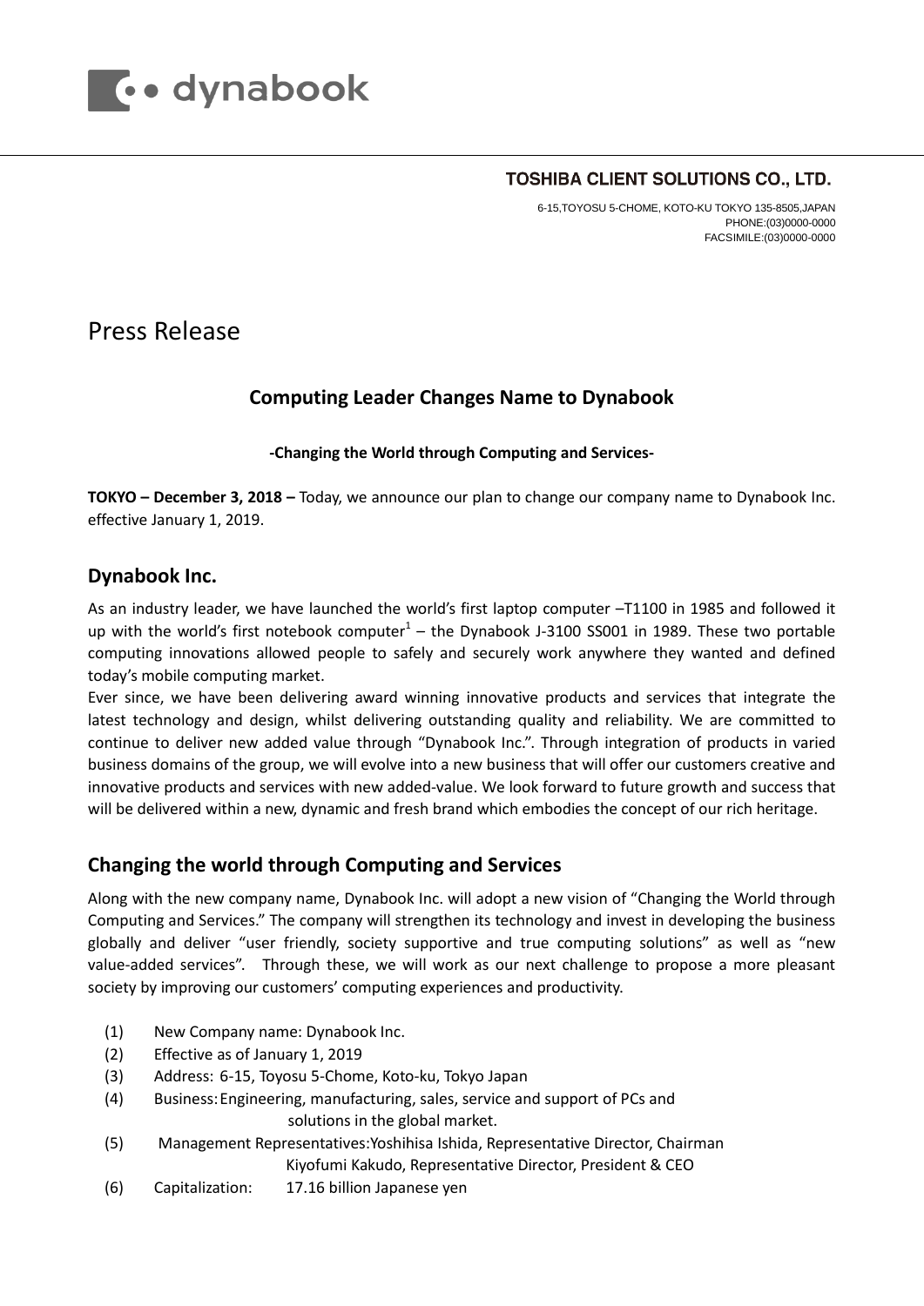dynabook

**TOSHIBA CLIENT SOLUTIONS CO., LTD.**

6-15,TOYOSU 5-CHOME, KOTO-KU TOKYO 135-8505,JAPAN
PHONE:(03)0000-0000
FACSIMILE:(03)0000-0000

# Press Release

## Computing Leader Changes Name to Dynabook

**-Changing the World through Computing and Services-**

**TOKYO – December 3, 2018 –** Today, we announce our plan to change our company name to Dynabook Inc. effective January 1, 2019.

## Dynabook Inc.

As an industry leader, we have launched the world's first laptop computer –T1100 in 1985 and followed it up with the world's first notebook computer[1] – the Dynabook J-3100 SS001 in 1989. These two portable computing innovations allowed people to safely and securely work anywhere they wanted and defined today's mobile computing market.

Ever since, we have been delivering award winning innovative products and services that integrate the latest technology and design, whilst delivering outstanding quality and reliability. We are committed to continue to deliver new added value through "Dynabook Inc.". Through integration of products in varied business domains of the group, we will evolve into a new business that will offer our customers creative and innovative products and services with new added-value. We look forward to future growth and success that will be delivered within a new, dynamic and fresh brand which embodies the concept of our rich heritage.

## Changing the world through Computing and Services

Along with the new company name, Dynabook Inc. will adopt a new vision of "Changing the World through Computing and Services." The company will strengthen its technology and invest in developing the business globally and deliver "user friendly, society supportive and true computing solutions" as well as "new value-added services". Through these, we will work as our next challenge to propose a more pleasant society by improving our customers' computing experiences and productivity.

(1) New Company name: Dynabook Inc.
(2) Effective as of January 1, 2019
(3) Address: 6-15, Toyosu 5-Chome, Koto-ku, Tokyo Japan
(4) Business: Engineering, manufacturing, sales, service and support of PCs and solutions in the global market.
(5) Management Representatives: Yoshihisa Ishida, Representative Director, Chairman
Kiyofumi Kakudo, Representative Director, President & CEO
(6) Capitalization: 17.16 billion Japanese yen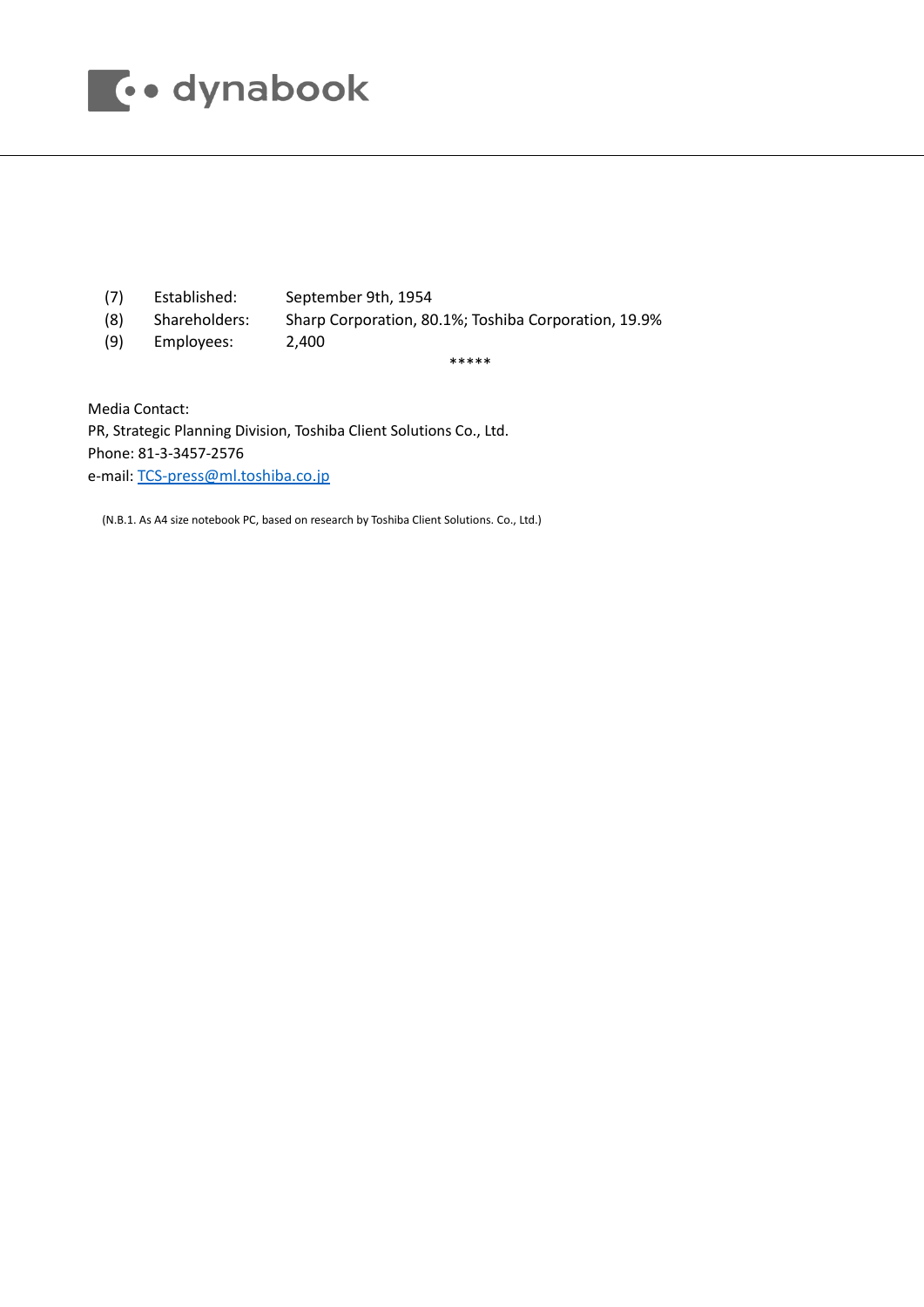(7) Established: September 9th, 1954
(8) Shareholders: Sharp Corporation, 80.1%; Toshiba Corporation, 19.9%
(9) Employees: 2,400

*****

Media Contact:
PR, Strategic Planning Division, Toshiba Client Solutions Co., Ltd.
Phone: 81-3-3457-2576
e-mail: [TCS-press@ml.toshiba.co.jp](mailto:TCS-press@ml.toshiba.co.jp)

(N.B.1. As A4 size notebook PC, based on research by Toshiba Client Solutions. Co., Ltd.)